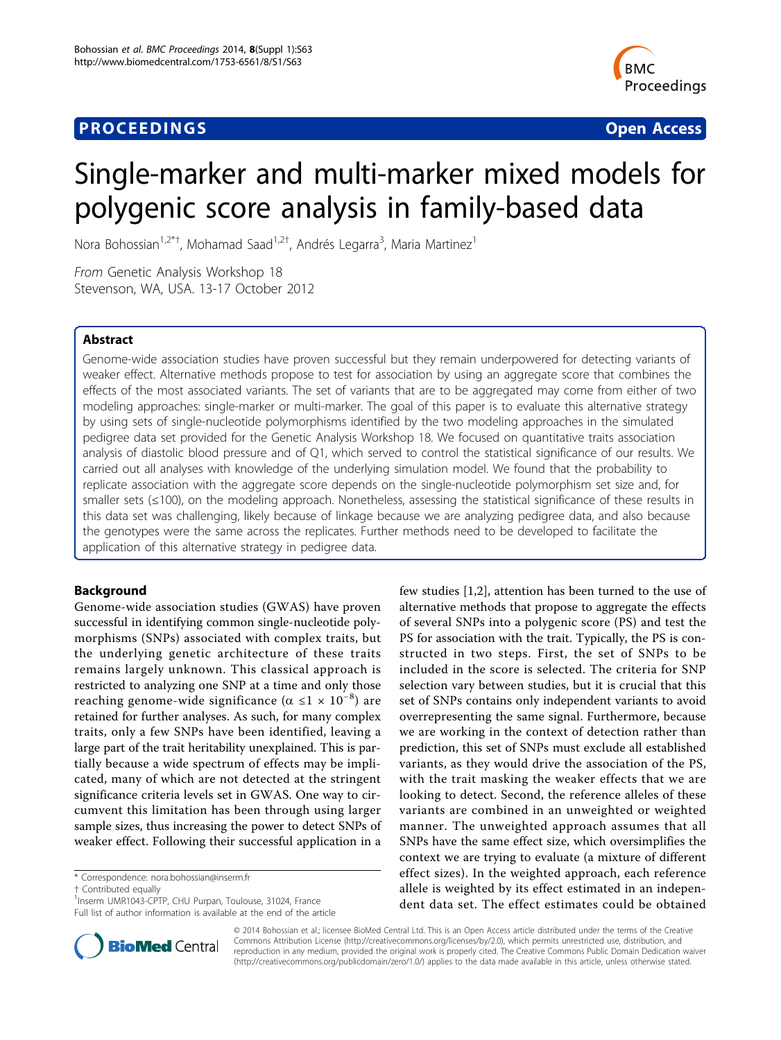**PROCEEDINGS** **Open Access**

# Single-marker and multi-marker mixed models for polygenic score analysis in family-based data

Nora Bohossian[1,2*†], Mohamad Saad[1,2†], Andrés Legarra[3], Maria Martinez[1]

*From* Genetic Analysis Workshop 18
Stevenson, WA, USA. 13-17 October 2012

## Abstract

Genome-wide association studies have proven successful but they remain underpowered for detecting variants of weaker effect. Alternative methods propose to test for association by using an aggregate score that combines the effects of the most associated variants. The set of variants that are to be aggregated may come from either of two modeling approaches: single-marker or multi-marker. The goal of this paper is to evaluate this alternative strategy by using sets of single-nucleotide polymorphisms identified by the two modeling approaches in the simulated pedigree data set provided for the Genetic Analysis Workshop 18. We focused on quantitative traits association analysis of diastolic blood pressure and of Q1, which served to control the statistical significance of our results. We carried out all analyses with knowledge of the underlying simulation model. We found that the probability to replicate association with the aggregate score depends on the single-nucleotide polymorphism set size and, for smaller sets (≤100), on the modeling approach. Nonetheless, assessing the statistical significance of these results in this data set was challenging, likely because of linkage because we are analyzing pedigree data, and also because the genotypes were the same across the replicates. Further methods need to be developed to facilitate the application of this alternative strategy in pedigree data.

## Background

Genome-wide association studies (GWAS) have proven successful in identifying common single-nucleotide polymorphisms (SNPs) associated with complex traits, but the underlying genetic architecture of these traits remains largely unknown. This classical approach is restricted to analyzing one SNP at a time and only those reaching genome-wide significance ($\alpha \leq 1 \times 10^{-8}$) are retained for further analyses. As such, for many complex traits, only a few SNPs have been identified, leaving a large part of the trait heritability unexplained. This is partially because a wide spectrum of effects may be implicated, many of which are not detected at the stringent significance criteria levels set in GWAS. One way to circumvent this limitation has been through using larger sample sizes, thus increasing the power to detect SNPs of weaker effect. Following their successful application in a few studies [1,2], attention has been turned to the use of alternative methods that propose to aggregate the effects of several SNPs into a polygenic score (PS) and test the PS for association with the trait. Typically, the PS is constructed in two steps. First, the set of SNPs to be included in the score is selected. The criteria for SNP selection vary between studies, but it is crucial that this set of SNPs contains only independent variants to avoid overrepresenting the same signal. Furthermore, because we are working in the context of detection rather than prediction, this set of SNPs must exclude all established variants, as they would drive the association of the PS, with the trait masking the weaker effects that we are looking to detect. Second, the reference alleles of these variants are combined in an unweighted or weighted manner. The unweighted approach assumes that all SNPs have the same effect size, which oversimplifies the context we are trying to evaluate (a mixture of different effect sizes). In the weighted approach, each reference allele is weighted by its effect estimated in an independent data set. The effect estimates could be obtained

\* Correspondence: nora.bohossian@inserm.fr
† Contributed equally
[1]Inserm UMR1043-CPTP, CHU Purpan, Toulouse, 31024, France
Full list of author information is available at the end of the article

© 2014 Bohossian et al.; licensee BioMed Central Ltd. This is an Open Access article distributed under the terms of the Creative Commons Attribution License (http://creativecommons.org/licenses/by/2.0), which permits unrestricted use, distribution, and reproduction in any medium, provided the original work is properly cited. The Creative Commons Public Domain Dedication waiver (http://creativecommons.org/publicdomain/zero/1.0/) applies to the data made available in this article, unless otherwise stated.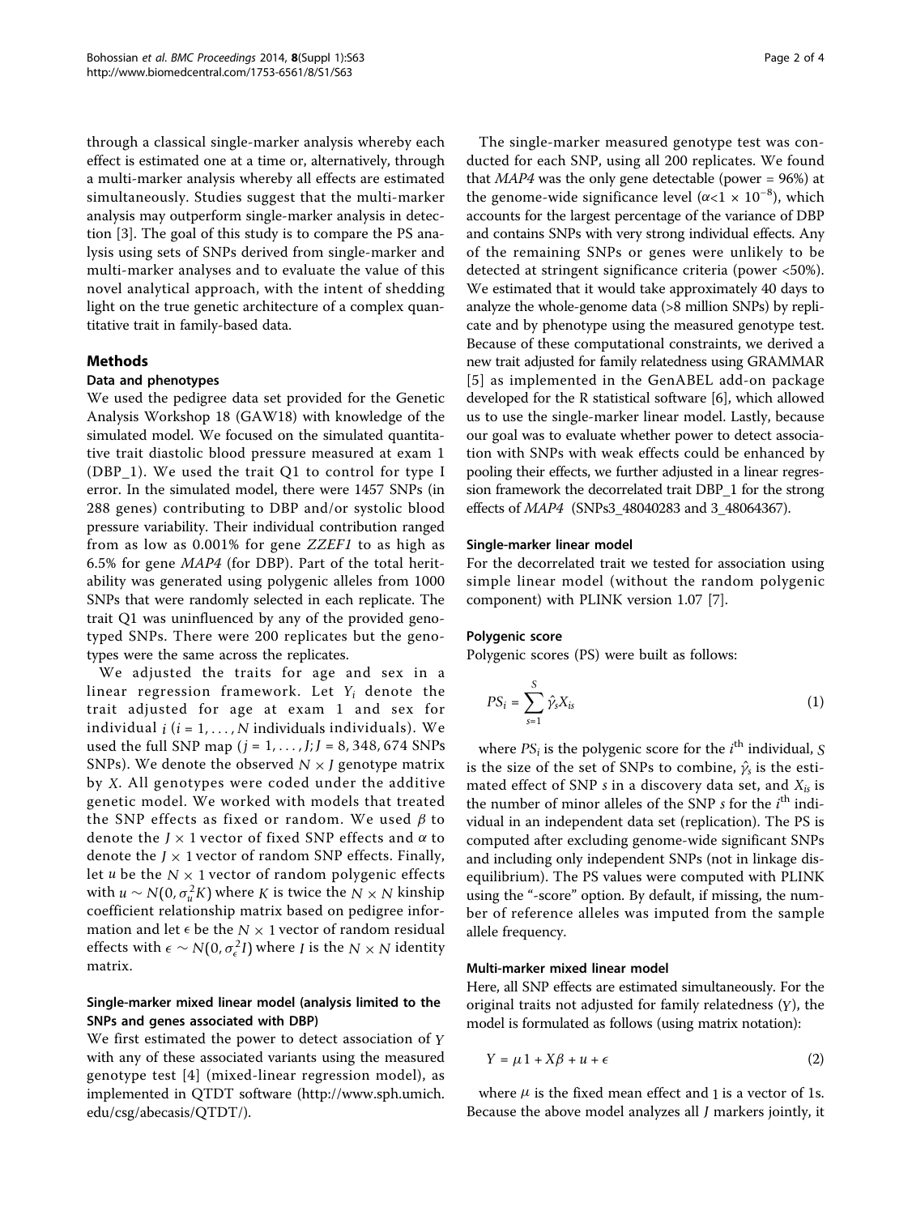through a classical single-marker analysis whereby each effect is estimated one at a time or, alternatively, through a multi-marker analysis whereby all effects are estimated simultaneously. Studies suggest that the multi-marker analysis may outperform single-marker analysis in detection [3]. The goal of this study is to compare the PS analysis using sets of SNPs derived from single-marker and multi-marker analyses and to evaluate the value of this novel analytical approach, with the intent of shedding light on the true genetic architecture of a complex quantitative trait in family-based data.

## Methods

### Data and phenotypes

We used the pedigree data set provided for the Genetic Analysis Workshop 18 (GAW18) with knowledge of the simulated model. We focused on the simulated quantitative trait diastolic blood pressure measured at exam 1 (DBP_1). We used the trait Q1 to control for type I error. In the simulated model, there were 1457 SNPs (in 288 genes) contributing to DBP and/or systolic blood pressure variability. Their individual contribution ranged from as low as 0.001% for gene *ZZEF1* to as high as 6.5% for gene *MAP4* (for DBP). Part of the total heritability was generated using polygenic alleles from 1000 SNPs that were randomly selected in each replicate. The trait Q1 was uninfluenced by any of the provided genotyped SNPs. There were 200 replicates but the genotypes were the same across the replicates.

We adjusted the traits for age and sex in a linear regression framework. Let $Y_i$ denote the trait adjusted for age and sex for individual $i$ ($i = 1, \ldots, N$ individuals individuals). We used the full SNP map ($j = 1, \ldots, J; J = 8,348,674$ SNPs SNPs). We denote the observed $N \times J$ genotype matrix by $X$. All genotypes were coded under the additive genetic model. We worked with models that treated the SNP effects as fixed or random. We used $\beta$ to denote the $J \times 1$ vector of fixed SNP effects and $\alpha$ to denote the $J \times 1$ vector of random SNP effects. Finally, let $u$ be the $N \times 1$ vector of random polygenic effects with $u \sim N(0, \sigma_u^2 K)$ where $K$ is twice the $N \times N$ kinship coefficient relationship matrix based on pedigree information and let $\epsilon$ be the $N \times 1$ vector of random residual effects with $\epsilon \sim N(0, \sigma_\epsilon^2 I)$ where $I$ is the $N \times N$ identity matrix.

### Single-marker mixed linear model (analysis limited to the SNPs and genes associated with DBP)

We first estimated the power to detect association of $Y$ with any of these associated variants using the measured genotype test [4] (mixed-linear regression model), as implemented in QTDT software (http://www.sph.umich.edu/csg/abecasis/QTDT/).

The single-marker measured genotype test was conducted for each SNP, using all 200 replicates. We found that *MAP4* was the only gene detectable (power = 96%) at the genome-wide significance level ($\alpha < 1 \times 10^{-8}$), which accounts for the largest percentage of the variance of DBP and contains SNPs with very strong individual effects. Any of the remaining SNPs or genes were unlikely to be detected at stringent significance criteria (power <50%). We estimated that it would take approximately 40 days to analyze the whole-genome data (>8 million SNPs) by replicate and by phenotype using the measured genotype test. Because of these computational constraints, we derived a new trait adjusted for family relatedness using GRAMMAR [5] as implemented in the GenABEL add-on package developed for the R statistical software [6], which allowed us to use the single-marker linear model. Lastly, because our goal was to evaluate whether power to detect association with SNPs with weak effects could be enhanced by pooling their effects, we further adjusted in a linear regression framework the decorrelated trait DBP_1 for the strong effects of *MAP4* (SNPs3_48040283 and 3_48064367).

### Single-marker linear model

For the decorrelated trait we tested for association using simple linear model (without the random polygenic component) with PLINK version 1.07 [7].

### Polygenic score

Polygenic scores (PS) were built as follows:

$$PS_i = \sum_{s=1}^{S} \hat{\gamma}_s X_{is} \tag{1}$$

where $PS_i$ is the polygenic score for the $i^{\text{th}}$ individual, $S$ is the size of the set of SNPs to combine, $\hat{\gamma}_s$ is the estimated effect of SNP $s$ in a discovery data set, and $X_{is}$ is the number of minor alleles of the SNP $s$ for the $i^{\text{th}}$ individual in an independent data set (replication). The PS is computed after excluding genome-wide significant SNPs and including only independent SNPs (not in linkage disequilibrium). The PS values were computed with PLINK using the "-score" option. By default, if missing, the number of reference alleles was imputed from the sample allele frequency.

### Multi-marker mixed linear model

Here, all SNP effects are estimated simultaneously. For the original traits not adjusted for family relatedness ($Y$), the model is formulated as follows (using matrix notation):

$$Y = \mu 1 + X\beta + u + \epsilon \tag{2}$$

where $\mu$ is the fixed mean effect and $1$ is a vector of 1s. Because the above model analyzes all $J$ markers jointly, it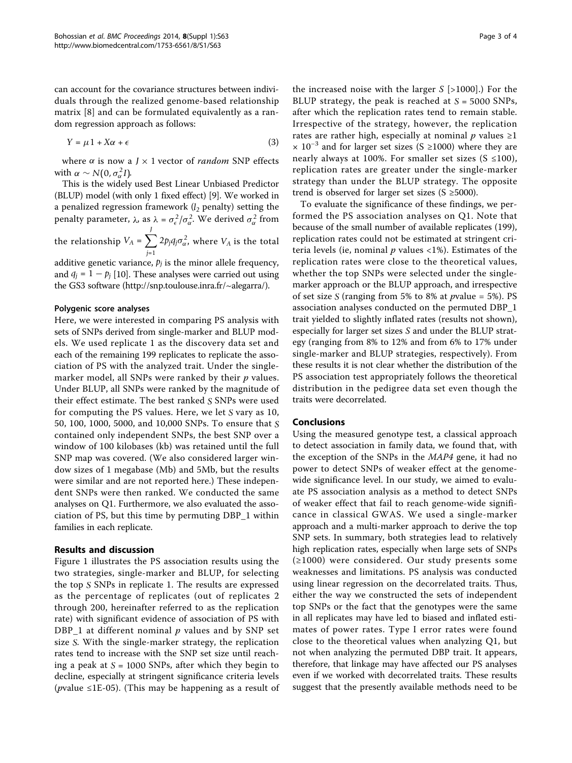can account for the covariance structures between individuals through the realized genome-based relationship matrix [8] and can be formulated equivalently as a random regression approach as follows:

$$Y = \mu 1 + X\alpha + \epsilon \tag{3}$$

where $\alpha$ is now a $J \times 1$ vector of *random* SNP effects with $\alpha \sim N(0, \sigma_\alpha^2 I)$.

This is the widely used Best Linear Unbiased Predictor (BLUP) model (with only 1 fixed effect) [9]. We worked in a penalized regression framework ($l_2$ penalty) setting the penalty parameter, $\lambda$, as $\lambda = \sigma_\epsilon^2/\sigma_\alpha^2$. We derived $\sigma_\alpha^2$ from the relationship $V_A = \sum_{j=1}^{J} 2p_j q_j \sigma_\alpha^2$, where $V_A$ is the total additive genetic variance, $p_j$ is the minor allele frequency, and $q_j = 1 - p_j$ [10]. These analyses were carried out using the GS3 software (http://snp.toulouse.inra.fr/~alegarra/).

#### Polygenic score analyses

Here, we were interested in comparing PS analysis with sets of SNPs derived from single-marker and BLUP models. We used replicate 1 as the discovery data set and each of the remaining 199 replicates to replicate the association of PS with the analyzed trait. Under the single-marker model, all SNPs were ranked by their $p$ values. Under BLUP, all SNPs were ranked by the magnitude of their effect estimate. The best ranked $S$ SNPs were used for computing the PS values. Here, we let $S$ vary as 10, 50, 100, 1000, 5000, and 10,000 SNPs. To ensure that $S$ contained only independent SNPs, the best SNP over a window of 100 kilobases (kb) was retained until the full SNP map was covered. (We also considered larger window sizes of 1 megabase (Mb) and 5Mb, but the results were similar and are not reported here.) These independent SNPs were then ranked. We conducted the same analyses on Q1. Furthermore, we also evaluated the association of PS, but this time by permuting DBP_1 within families in each replicate.

### Results and discussion

Figure 1 illustrates the PS association results using the two strategies, single-marker and BLUP, for selecting the top $S$ SNPs in replicate 1. The results are expressed as the percentage of replicates (out of replicates 2 through 200, hereinafter referred to as the replication rate) with significant evidence of association of PS with DBP_1 at different nominal $p$ values and by SNP set size $S$. With the single-marker strategy, the replication rates tend to increase with the SNP set size until reaching a peak at $S = 1000$ SNPs, after which they begin to decline, especially at stringent significance criteria levels ($p$value ≤1E-05). (This may be happening as a result of the increased noise with the larger $S$ [>1000].) For the BLUP strategy, the peak is reached at $S = 5000$ SNPs, after which the replication rates tend to remain stable. Irrespective of the strategy, however, the replication rates are rather high, especially at nominal $p$ values $\geq 1 \times 10^{-3}$ and for larger set sizes (S ≥1000) where they are nearly always at 100%. For smaller set sizes (S ≤100), replication rates are greater under the single-marker strategy than under the BLUP strategy. The opposite trend is observed for larger set sizes (S ≥5000).

To evaluate the significance of these findings, we performed the PS association analyses on Q1. Note that because of the small number of available replicates (199), replication rates could not be estimated at stringent criteria levels (ie, nominal $p$ values <1%). Estimates of the replication rates were close to the theoretical values, whether the top SNPs were selected under the single-marker approach or the BLUP approach, and irrespective of set size $S$ (ranging from 5% to 8% at $p$value = 5%). PS association analyses conducted on the permuted DBP_1 trait yielded to slightly inflated rates (results not shown), especially for larger set sizes $S$ and under the BLUP strategy (ranging from 8% to 12% and from 6% to 17% under single-marker and BLUP strategies, respectively). From these results it is not clear whether the distribution of the PS association test appropriately follows the theoretical distribution in the pedigree data set even though the traits were decorrelated.

### Conclusions

Using the measured genotype test, a classical approach to detect association in family data, we found that, with the exception of the SNPs in the *MAP4* gene, it had no power to detect SNPs of weaker effect at the genome-wide significance level. In our study, we aimed to evaluate PS association analysis as a method to detect SNPs of weaker effect that fail to reach genome-wide significance in classical GWAS. We used a single-marker approach and a multi-marker approach to derive the top SNP sets. In summary, both strategies lead to relatively high replication rates, especially when large sets of SNPs (≥1000) were considered. Our study presents some weaknesses and limitations. PS analysis was conducted using linear regression on the decorrelated traits. Thus, either the way we constructed the sets of independent top SNPs or the fact that the genotypes were the same in all replicates may have led to biased and inflated estimates of power rates. Type I error rates were found close to the theoretical values when analyzing Q1, but not when analyzing the permuted DBP trait. It appears, therefore, that linkage may have affected our PS analyses even if we worked with decorrelated traits. These results suggest that the presently available methods need to be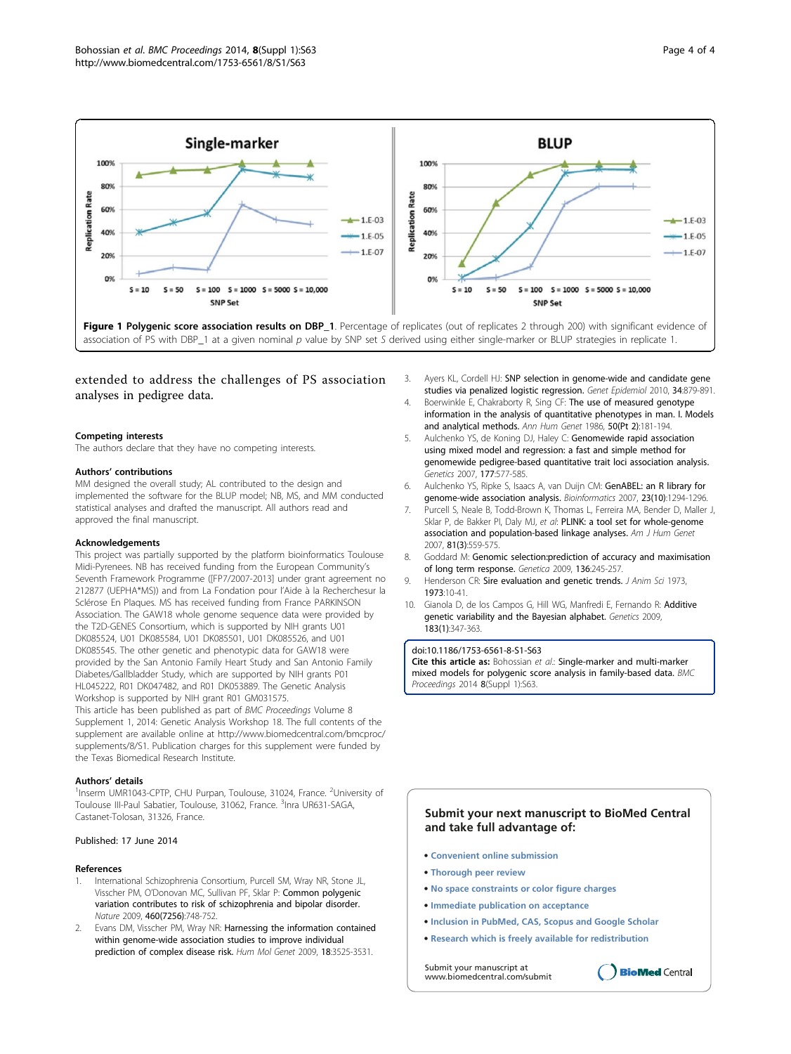Single-marker

Replication Rate

100%
80%
60%
40%
20%
0%

S = 10 S = 50 S = 100 S = 1000 S = 5000 S = 10,000

SNP Set

1.E-03
1.E-05
1.E-07

BLUP

Replication Rate

100%
80%
60%
40%
20%
0%

S = 10 S = 50 S = 100 S = 1000 S = 5000 S = 10,000

SNP Set

1.E-03
1.E-05
1.E-07

**Figure 1 Polygenic score association results on DBP_1**. Percentage of replicates (out of replicates 2 through 200) with significant evidence of association of PS with DBP_1 at a given nominal $p$ value by SNP set $S$ derived using either single-marker or BLUP strategies in replicate 1.

extended to address the challenges of PS association analyses in pedigree data.

### Competing interests

The authors declare that they have no competing interests.

### Authors' contributions

MM designed the overall study; AL contributed to the design and implemented the software for the BLUP model; NB, MS, and MM conducted statistical analyses and drafted the manuscript. All authors read and approved the final manuscript.

### Acknowledgements

This project was partially supported by the platform bioinformatics Toulouse Midi-Pyrenees. NB has received funding from the European Community's Seventh Framework Programme ([FP7/2007-2013] under grant agreement no 212877 (UEPHA*MS)) and from La Fondation pour l'Aide à la Recherchesur la Sclérose En Plaques. MS has received funding from France PARKINSON Association. The GAW18 whole genome sequence data were provided by the T2D-GENES Consortium, which is supported by NIH grants U01 DK085524, U01 DK085584, U01 DK085501, U01 DK085526, and U01 DK085545. The other genetic and phenotypic data for GAW18 were provided by the San Antonio Family Heart Study and San Antonio Family Diabetes/Gallbladder Study, which are supported by NIH grants P01 HL045222, R01 DK047482, and R01 DK053889. The Genetic Analysis Workshop is supported by NIH grant R01 GM031575.

This article has been published as part of *BMC Proceedings* Volume 8 Supplement 1, 2014: Genetic Analysis Workshop 18. The full contents of the supplement are available online at http://www.biomedcentral.com/bmcproc/supplements/8/S1. Publication charges for this supplement were funded by the Texas Biomedical Research Institute.

### Authors' details

[1]Inserm UMR1043-CPTP, CHU Purpan, Toulouse, 31024, France. [2]University of Toulouse III-Paul Sabatier, Toulouse, 31062, France. [3]Inra UR631-SAGA, Castanet-Tolosan, 31326, France.

Published: 17 June 2014

### References

1. International Schizophrenia Consortium, Purcell SM, Wray NR, Stone JL, Visscher PM, O'Donovan MC, Sullivan PF, Sklar P: **Common polygenic variation contributes to risk of schizophrenia and bipolar disorder.** *Nature* 2009, **460(7256)**:748-752.
2. Evans DM, Visscher PM, Wray NR: **Harnessing the information contained within genome-wide association studies to improve individual prediction of complex disease risk.** *Hum Mol Genet* 2009, **18**:3525-3531.
3. Ayers KL, Cordell HJ: **SNP selection in genome-wide and candidate gene studies via penalized logistic regression.** *Genet Epidemiol* 2010, **34**:879-891.
4. Boerwinkle E, Chakraborty R, Sing CF: **The use of measured genotype information in the analysis of quantitative phenotypes in man. I. Models and analytical methods.** *Ann Hum Genet* 1986, **50(Pt 2)**:181-194.
5. Aulchenko YS, de Koning DJ, Haley C: **Genomewide rapid association using mixed model and regression: a fast and simple method for genomewide pedigree-based quantitative trait loci association analysis.** *Genetics* 2007, **177**:577-585.
6. Aulchenko YS, Ripke S, Isaacs A, van Duijn CM: **GenABEL: an R library for genome-wide association analysis.** *Bioinformatics* 2007, **23(10)**:1294-1296.
7. Purcell S, Neale B, Todd-Brown K, Thomas L, Ferreira MA, Bender D, Maller J, Sklar P, de Bakker PI, Daly MJ, *et al*: **PLINK: a tool set for whole-genome association and population-based linkage analyses.** *Am J Hum Genet* 2007, **81(3)**:559-575.
8. Goddard M: **Genomic selection:prediction of accuracy and maximisation of long term response.** *Genetica* 2009, **136**:245-257.
9. Henderson CR: **Sire evaluation and genetic trends.** *J Anim Sci* 1973, **1973**:10-41.
10. Gianola D, de los Campos G, Hill WG, Manfredi E, Fernando R: **Additive genetic variability and the Bayesian alphabet.** *Genetics* 2009, **183(1)**:347-363.

doi:10.1186/1753-6561-8-S1-S63

**Cite this article as:** Bohossian *et al.*: Single-marker and multi-marker mixed models for polygenic score analysis in family-based data. *BMC Proceedings* 2014 **8**(Suppl 1):S63.